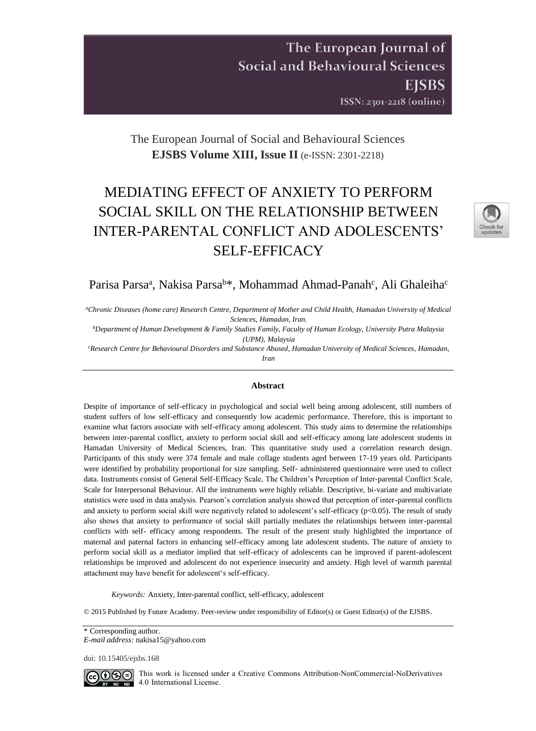The European Journal of Social and Behavioural Sciences
**EJSBS Volume XIII, Issue II** (e-ISSN: 2301-2218)

# MEDIATING EFFECT OF ANXIETY TO PERFORM SOCIAL SKILL ON THE RELATIONSHIP BETWEEN INTER-PARENTAL CONFLICT AND ADOLESCENTS' SELF-EFFICACY

Parisa Parsa[a], Nakisa Parsa[b]*, Mohammad Ahmad-Panah[c], Ali Ghaleiha[c]

[a]*Chronic Diseases (home care) Research Centre, Department of Mother and Child Health, Hamadan University of Medical Sciences, Hamadan, Iran.*
[b]*Department of Human Development & Family Studies Family, Faculty of Human Ecology, University Putra Malaysia (UPM), Malaysia*
[c]*Research Centre for Behavioural Disorders and Substance Abused, Hamadan University of Medical Sciences, Hamadan, Iran*

---

### Abstract

Despite of importance of self-efficacy in psychological and social well being among adolescent, still numbers of student suffers of low self-efficacy and consequently low academic performance. Therefore, this is important to examine what factors associate with self-efficacy among adolescent. This study aims to determine the relationships between inter-parental conflict, anxiety to perform social skill and self-efficacy among late adolescent students in Hamadan University of Medical Sciences, Iran. This quantitative study used a correlation research design. Participants of this study were 374 female and male collage students aged between 17-19 years old. Participants were identified by probability proportional for size sampling. Self- administered questionnaire were used to collect data. Instruments consist of General Self-Efficacy Scale, The Children's Perception of Inter-parental Conflict Scale, Scale for Interpersonal Behaviour. All the instruments were highly reliable. Descriptive, bi-variate and multivariate statistics were used in data analysis. Pearson's correlation analysis showed that perception of inter-parental conflicts and anxiety to perform social skill were negatively related to adolescent's self-efficacy ($p<0.05$). The result of study also shows that anxiety to performance of social skill partially mediates the relationships between inter-parental conflicts with self- efficacy among respondents. The result of the present study highlighted the importance of maternal and paternal factors in enhancing self-efficacy among late adolescent students. The nature of anxiety to perform social skill as a mediator implied that self-efficacy of adolescents can be improved if parent-adolescent relationships be improved and adolescent do not experience insecurity and anxiety. High level of warmth parental attachment may have benefit for adolescent's self-efficacy.

*Keywords:* Anxiety, Inter-parental conflict, self-efficacy, adolescent

© 2015 Published by Future Academy. Peer-review under responsibility of Editor(s) or Guest Editor(s) of the EJSBS.

---

\* Corresponding author.
*E-mail address:* nakisa15@yahoo.com

doi: 10.15405/ejsbs.168

This work is licensed under a Creative Commons Attribution-NonCommercial-NoDerivatives 4.0 International License.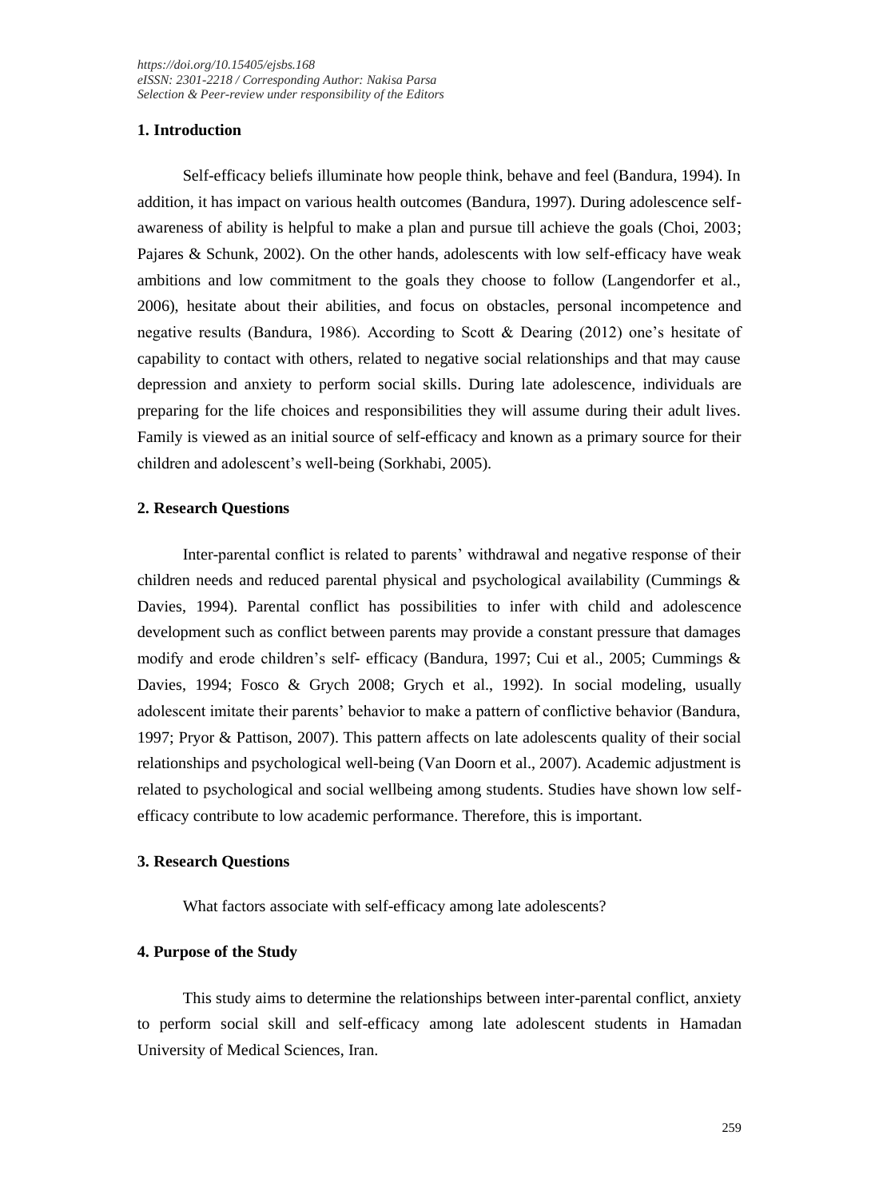## 1. Introduction

Self-efficacy beliefs illuminate how people think, behave and feel (Bandura, 1994). In addition, it has impact on various health outcomes (Bandura, 1997). During adolescence self-awareness of ability is helpful to make a plan and pursue till achieve the goals (Choi, 2003; Pajares & Schunk, 2002). On the other hands, adolescents with low self-efficacy have weak ambitions and low commitment to the goals they choose to follow (Langendorfer et al., 2006), hesitate about their abilities, and focus on obstacles, personal incompetence and negative results (Bandura, 1986). According to Scott & Dearing (2012) one's hesitate of capability to contact with others, related to negative social relationships and that may cause depression and anxiety to perform social skills. During late adolescence, individuals are preparing for the life choices and responsibilities they will assume during their adult lives. Family is viewed as an initial source of self-efficacy and known as a primary source for their children and adolescent's well-being (Sorkhabi, 2005).

## 2. Research Questions

Inter-parental conflict is related to parents' withdrawal and negative response of their children needs and reduced parental physical and psychological availability (Cummings & Davies, 1994). Parental conflict has possibilities to infer with child and adolescence development such as conflict between parents may provide a constant pressure that damages modify and erode children's self- efficacy (Bandura, 1997; Cui et al., 2005; Cummings & Davies, 1994; Fosco & Grych 2008; Grych et al., 1992). In social modeling, usually adolescent imitate their parents' behavior to make a pattern of conflictive behavior (Bandura, 1997; Pryor & Pattison, 2007). This pattern affects on late adolescents quality of their social relationships and psychological well-being (Van Doorn et al., 2007). Academic adjustment is related to psychological and social wellbeing among students. Studies have shown low self-efficacy contribute to low academic performance. Therefore, this is important.

## 3. Research Questions

What factors associate with self-efficacy among late adolescents?

## 4. Purpose of the Study

This study aims to determine the relationships between inter-parental conflict, anxiety to perform social skill and self-efficacy among late adolescent students in Hamadan University of Medical Sciences, Iran.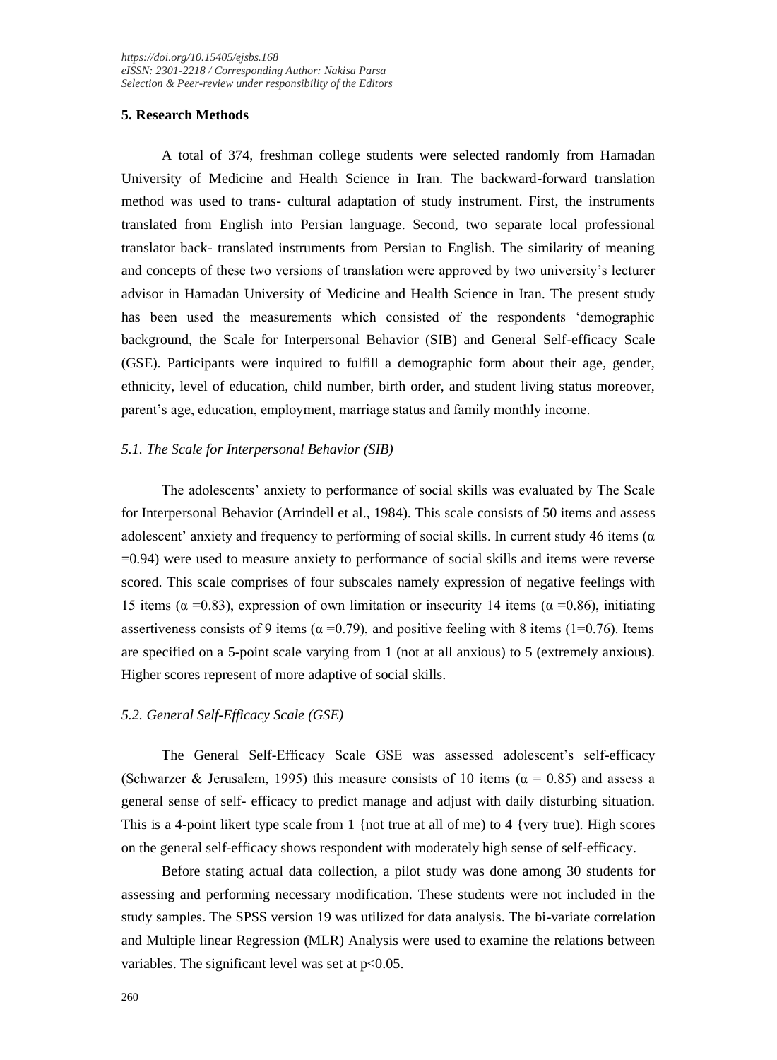## 5. Research Methods

A total of 374, freshman college students were selected randomly from Hamadan University of Medicine and Health Science in Iran. The backward-forward translation method was used to trans- cultural adaptation of study instrument. First, the instruments translated from English into Persian language. Second, two separate local professional translator back- translated instruments from Persian to English. The similarity of meaning and concepts of these two versions of translation were approved by two university's lecturer advisor in Hamadan University of Medicine and Health Science in Iran. The present study has been used the measurements which consisted of the respondents 'demographic background, the Scale for Interpersonal Behavior (SIB) and General Self-efficacy Scale (GSE). Participants were inquired to fulfill a demographic form about their age, gender, ethnicity, level of education, child number, birth order, and student living status moreover, parent's age, education, employment, marriage status and family monthly income.

### *5.1. The Scale for Interpersonal Behavior (SIB)*

The adolescents' anxiety to performance of social skills was evaluated by The Scale for Interpersonal Behavior (Arrindell et al., 1984). This scale consists of 50 items and assess adolescent' anxiety and frequency to performing of social skills. In current study 46 items ($\alpha$ =0.94) were used to measure anxiety to performance of social skills and items were reverse scored. This scale comprises of four subscales namely expression of negative feelings with 15 items ($\alpha$ =0.83), expression of own limitation or insecurity 14 items ($\alpha$ =0.86), initiating assertiveness consists of 9 items ($\alpha$ =0.79), and positive feeling with 8 items (1=0.76). Items are specified on a 5-point scale varying from 1 (not at all anxious) to 5 (extremely anxious). Higher scores represent of more adaptive of social skills.

### *5.2. General Self-Efficacy Scale (GSE)*

The General Self-Efficacy Scale GSE was assessed adolescent's self-efficacy (Schwarzer & Jerusalem, 1995) this measure consists of 10 items ($\alpha$ = 0.85) and assess a general sense of self- efficacy to predict manage and adjust with daily disturbing situation. This is a 4-point likert type scale from 1 {not true at all of me) to 4 {very true). High scores on the general self-efficacy shows respondent with moderately high sense of self-efficacy.

Before stating actual data collection, a pilot study was done among 30 students for assessing and performing necessary modification. These students were not included in the study samples. The SPSS version 19 was utilized for data analysis. The bi-variate correlation and Multiple linear Regression (MLR) Analysis were used to examine the relations between variables. The significant level was set at $p<0.05$.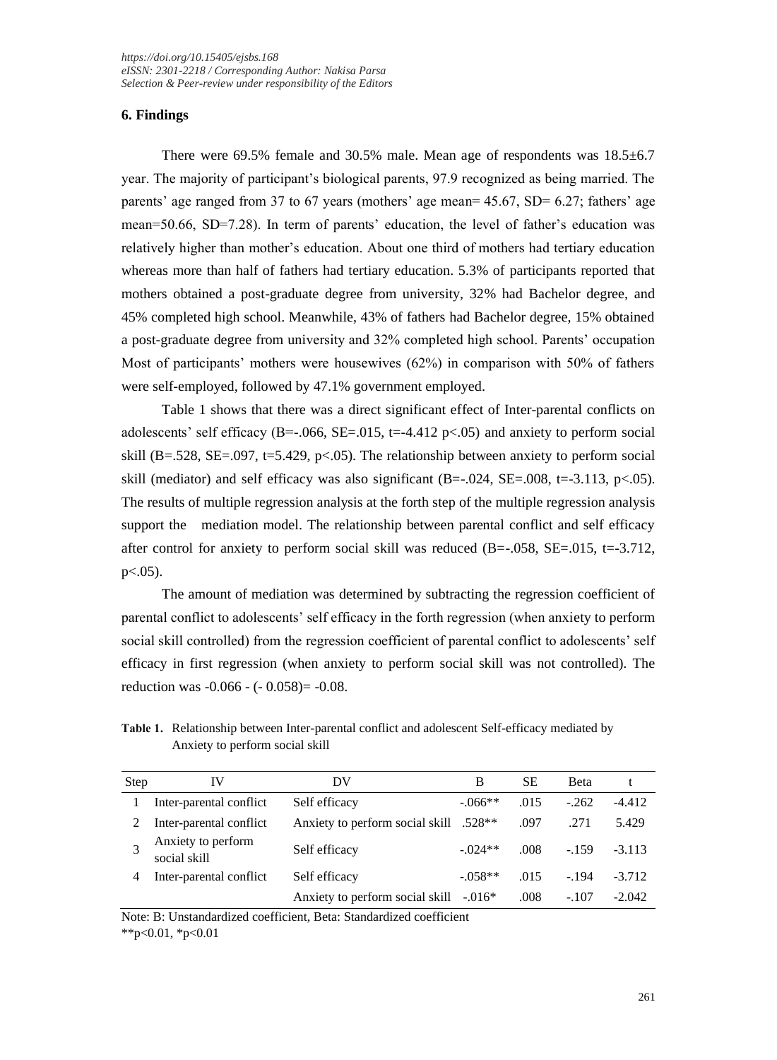## 6. Findings

There were 69.5% female and 30.5% male. Mean age of respondents was 18.5±6.7 year. The majority of participant's biological parents, 97.9 recognized as being married. The parents' age ranged from 37 to 67 years (mothers' age mean= 45.67, SD= 6.27; fathers' age mean=50.66, SD=7.28). In term of parents' education, the level of father's education was relatively higher than mother's education. About one third of mothers had tertiary education whereas more than half of fathers had tertiary education. 5.3% of participants reported that mothers obtained a post-graduate degree from university, 32% had Bachelor degree, and 45% completed high school. Meanwhile, 43% of fathers had Bachelor degree, 15% obtained a post-graduate degree from university and 32% completed high school. Parents' occupation Most of participants' mothers were housewives (62%) in comparison with 50% of fathers were self-employed, followed by 47.1% government employed.

Table 1 shows that there was a direct significant effect of Inter-parental conflicts on adolescents' self efficacy (B=-.066, SE=.015, t=-4.412 $p<.05$) and anxiety to perform social skill (B=.528, SE=.097, t=5.429, $p<.05$). The relationship between anxiety to perform social skill (mediator) and self efficacy was also significant (B=-.024, SE=.008, t=-3.113, $p<.05$). The results of multiple regression analysis at the forth step of the multiple regression analysis support the mediation model. The relationship between parental conflict and self efficacy after control for anxiety to perform social skill was reduced (B=-.058, SE=.015, t=-3.712, $p<.05$).

The amount of mediation was determined by subtracting the regression coefficient of parental conflict to adolescents' self efficacy in the forth regression (when anxiety to perform social skill controlled) from the regression coefficient of parental conflict to adolescents' self efficacy in first regression (when anxiety to perform social skill was not controlled). The reduction was -0.066 - (- 0.058)= -0.08.

**Table 1.** Relationship between Inter-parental conflict and adolescent Self-efficacy mediated by Anxiety to perform social skill

| Step | IV | DV | B | SE | Beta | t |
|---|---|---|---|---|---|---|
| 1 | Inter-parental conflict | Self efficacy | -.066** | .015 | -.262 | -4.412 |
| 2 | Inter-parental conflict | Anxiety to perform social skill | .528** | .097 | .271 | 5.429 |
| 3 | Anxiety to perform social skill | Self efficacy | -.024** | .008 | -.159 | -3.113 |
| 4 | Inter-parental conflict | Self efficacy | -.058** | .015 | -.194 | -3.712 |
| | | Anxiety to perform social skill | -.016* | .008 | -.107 | -2.042 |

Note: B: Unstandardized coefficient, Beta: Standardized coefficient

**$p<0.01$, *$p<0.01$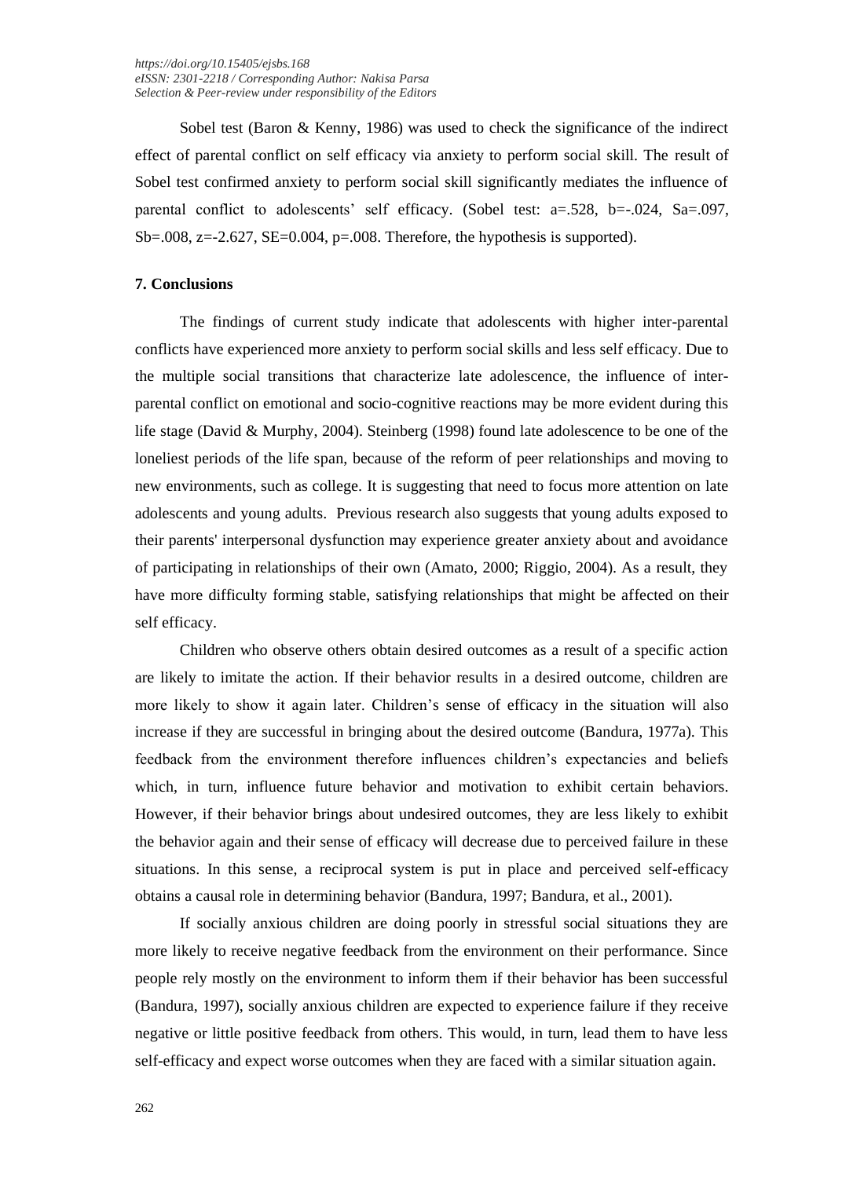Sobel test (Baron & Kenny, 1986) was used to check the significance of the indirect effect of parental conflict on self efficacy via anxiety to perform social skill. The result of Sobel test confirmed anxiety to perform social skill significantly mediates the influence of parental conflict to adolescents' self efficacy. (Sobel test: a=.528, b=-.024, Sa=.097, Sb=.008, z=-2.627, SE=0.004, p=.008. Therefore, the hypothesis is supported).

## 7. Conclusions

The findings of current study indicate that adolescents with higher inter-parental conflicts have experienced more anxiety to perform social skills and less self efficacy. Due to the multiple social transitions that characterize late adolescence, the influence of inter-parental conflict on emotional and socio-cognitive reactions may be more evident during this life stage (David & Murphy, 2004). Steinberg (1998) found late adolescence to be one of the loneliest periods of the life span, because of the reform of peer relationships and moving to new environments, such as college. It is suggesting that need to focus more attention on late adolescents and young adults. Previous research also suggests that young adults exposed to their parents' interpersonal dysfunction may experience greater anxiety about and avoidance of participating in relationships of their own (Amato, 2000; Riggio, 2004). As a result, they have more difficulty forming stable, satisfying relationships that might be affected on their self efficacy.

Children who observe others obtain desired outcomes as a result of a specific action are likely to imitate the action. If their behavior results in a desired outcome, children are more likely to show it again later. Children's sense of efficacy in the situation will also increase if they are successful in bringing about the desired outcome (Bandura, 1977a). This feedback from the environment therefore influences children's expectancies and beliefs which, in turn, influence future behavior and motivation to exhibit certain behaviors. However, if their behavior brings about undesired outcomes, they are less likely to exhibit the behavior again and their sense of efficacy will decrease due to perceived failure in these situations. In this sense, a reciprocal system is put in place and perceived self-efficacy obtains a causal role in determining behavior (Bandura, 1997; Bandura, et al., 2001).

If socially anxious children are doing poorly in stressful social situations they are more likely to receive negative feedback from the environment on their performance. Since people rely mostly on the environment to inform them if their behavior has been successful (Bandura, 1997), socially anxious children are expected to experience failure if they receive negative or little positive feedback from others. This would, in turn, lead them to have less self-efficacy and expect worse outcomes when they are faced with a similar situation again.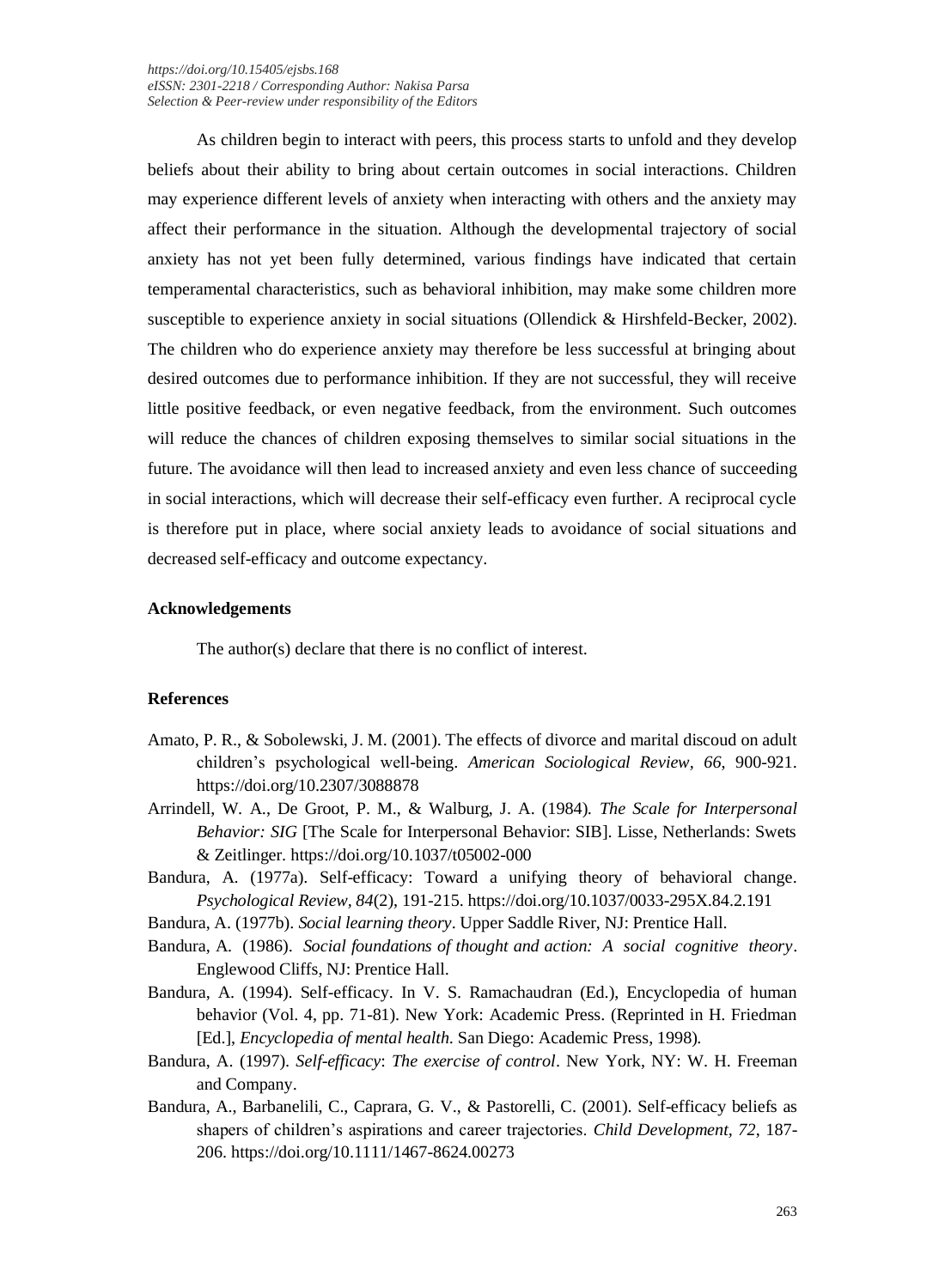As children begin to interact with peers, this process starts to unfold and they develop beliefs about their ability to bring about certain outcomes in social interactions. Children may experience different levels of anxiety when interacting with others and the anxiety may affect their performance in the situation. Although the developmental trajectory of social anxiety has not yet been fully determined, various findings have indicated that certain temperamental characteristics, such as behavioral inhibition, may make some children more susceptible to experience anxiety in social situations (Ollendick & Hirshfeld-Becker, 2002). The children who do experience anxiety may therefore be less successful at bringing about desired outcomes due to performance inhibition. If they are not successful, they will receive little positive feedback, or even negative feedback, from the environment. Such outcomes will reduce the chances of children exposing themselves to similar social situations in the future. The avoidance will then lead to increased anxiety and even less chance of succeeding in social interactions, which will decrease their self-efficacy even further. A reciprocal cycle is therefore put in place, where social anxiety leads to avoidance of social situations and decreased self-efficacy and outcome expectancy.

### Acknowledgements

The author(s) declare that there is no conflict of interest.

### References

Amato, P. R., & Sobolewski, J. M. (2001). The effects of divorce and marital discoud on adult children's psychological well-being. *American Sociological Review, 66*, 900-921. https://doi.org/10.2307/3088878

Arrindell, W. A., De Groot, P. M., & Walburg, J. A. (1984). *The Scale for Interpersonal Behavior: SIG* [The Scale for Interpersonal Behavior: SIB]. Lisse, Netherlands: Swets & Zeitlinger. https://doi.org/10.1037/t05002-000

Bandura, A. (1977a). Self-efficacy: Toward a unifying theory of behavioral change. *Psychological Review, 84*(2), 191-215. https://doi.org/10.1037/0033-295X.84.2.191

Bandura, A. (1977b). *Social learning theory*. Upper Saddle River, NJ: Prentice Hall.

Bandura, A. (1986). *Social foundations of thought and action: A social cognitive theory*. Englewood Cliffs, NJ: Prentice Hall.

Bandura, A. (1994). Self-efficacy. In V. S. Ramachaudran (Ed.), Encyclopedia of human behavior (Vol. 4, pp. 71-81). New York: Academic Press. (Reprinted in H. Friedman [Ed.], *Encyclopedia of mental health*. San Diego: Academic Press, 1998).

Bandura, A. (1997). *Self-efficacy*: *The exercise of control*. New York, NY: W. H. Freeman and Company.

Bandura, A., Barbanelili, C., Caprara, G. V., & Pastorelli, C. (2001). Self-efficacy beliefs as shapers of children's aspirations and career trajectories. *Child Development, 72*, 187-206. https://doi.org/10.1111/1467-8624.00273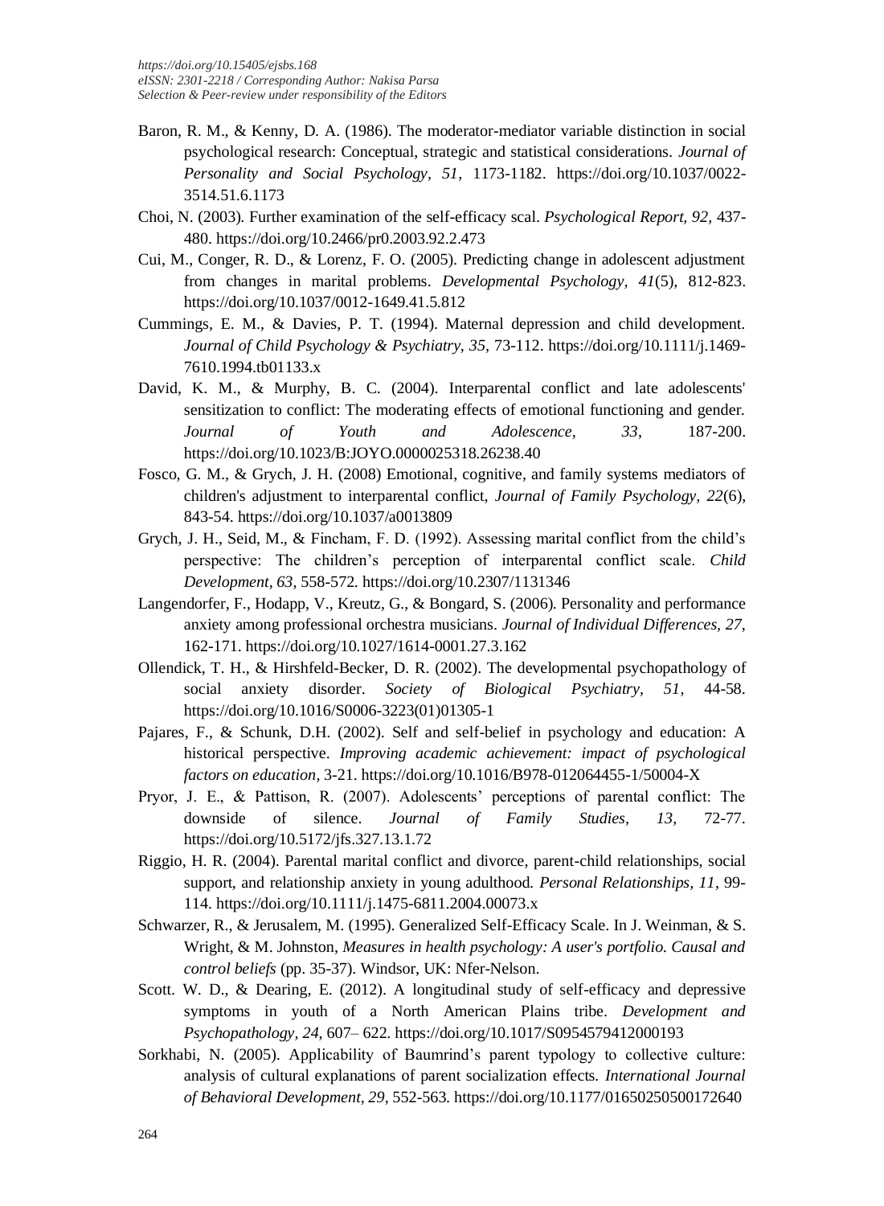Baron, R. M., & Kenny, D. A. (1986). The moderator-mediator variable distinction in social psychological research: Conceptual, strategic and statistical considerations. *Journal of Personality and Social Psychology, 51*, 1173-1182. https://doi.org/10.1037/0022-3514.51.6.1173

Choi, N. (2003). Further examination of the self-efficacy scal. *Psychological Report, 92*, 437-480. https://doi.org/10.2466/pr0.2003.92.2.473

Cui, M., Conger, R. D., & Lorenz, F. O. (2005). Predicting change in adolescent adjustment from changes in marital problems. *Developmental Psychology, 41*(5), 812-823. https://doi.org/10.1037/0012-1649.41.5.812

Cummings, E. M., & Davies, P. T. (1994). Maternal depression and child development. *Journal of Child Psychology & Psychiatry, 35*, 73-112. https://doi.org/10.1111/j.1469-7610.1994.tb01133.x

David, K. M., & Murphy, B. C. (2004). Interparental conflict and late adolescents' sensitization to conflict: The moderating effects of emotional functioning and gender. *Journal of Youth and Adolescence, 33*, 187-200. https://doi.org/10.1023/B:JOYO.0000025318.26238.40

Fosco, G. M., & Grych, J. H. (2008) Emotional, cognitive, and family systems mediators of children's adjustment to interparental conflict, *Journal of Family Psychology, 22*(6), 843-54. https://doi.org/10.1037/a0013809

Grych, J. H., Seid, M., & Fincham, F. D. (1992). Assessing marital conflict from the child's perspective: The children's perception of interparental conflict scale. *Child Development, 63*, 558-572. https://doi.org/10.2307/1131346

Langendorfer, F., Hodapp, V., Kreutz, G., & Bongard, S. (2006). Personality and performance anxiety among professional orchestra musicians. *Journal of Individual Differences, 27*, 162-171. https://doi.org/10.1027/1614-0001.27.3.162

Ollendick, T. H., & Hirshfeld-Becker, D. R. (2002). The developmental psychopathology of social anxiety disorder. *Society of Biological Psychiatry, 51*, 44-58. https://doi.org/10.1016/S0006-3223(01)01305-1

Pajares, F., & Schunk, D.H. (2002). Self and self-belief in psychology and education: A historical perspective. *Improving academic achievement: impact of psychological factors on education*, 3-21. https://doi.org/10.1016/B978-012064455-1/50004-X

Pryor, J. E., & Pattison, R. (2007). Adolescents' perceptions of parental conflict: The downside of silence. *Journal of Family Studies, 13*, 72-77. https://doi.org/10.5172/jfs.327.13.1.72

Riggio, H. R. (2004). Parental marital conflict and divorce, parent-child relationships, social support, and relationship anxiety in young adulthood. *Personal Relationships, 11*, 99-114. https://doi.org/10.1111/j.1475-6811.2004.00073.x

Schwarzer, R., & Jerusalem, M. (1995). Generalized Self-Efficacy Scale. In J. Weinman, & S. Wright, & M. Johnston, *Measures in health psychology: A user's portfolio. Causal and control beliefs* (pp. 35-37). Windsor, UK: Nfer-Nelson.

Scott. W. D., & Dearing, E. (2012). A longitudinal study of self-efficacy and depressive symptoms in youth of a North American Plains tribe. *Development and Psychopathology, 24*, 607– 622. https://doi.org/10.1017/S0954579412000193

Sorkhabi, N. (2005). Applicability of Baumrind's parent typology to collective culture: analysis of cultural explanations of parent socialization effects. *International Journal of Behavioral Development, 29*, 552-563. https://doi.org/10.1177/01650250500172640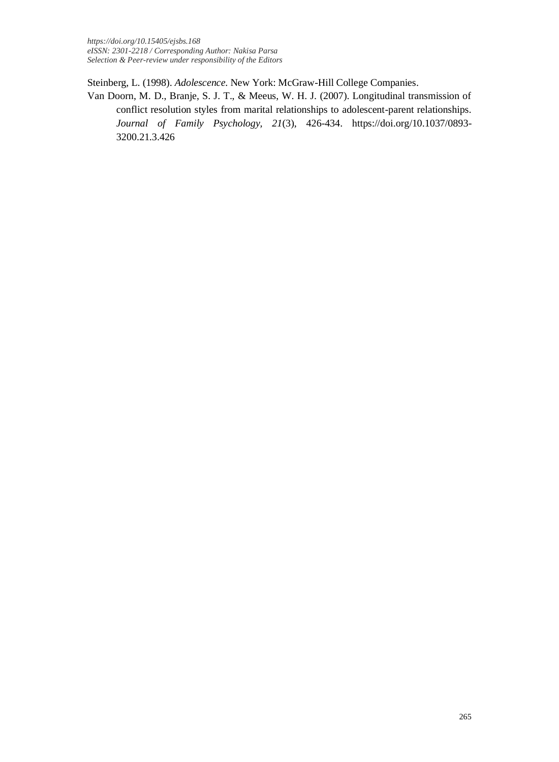Steinberg, L. (1998). *Adolescence.* New York: McGraw-Hill College Companies.

Van Doorn, M. D., Branje, S. J. T., & Meeus, W. H. J. (2007). Longitudinal transmission of conflict resolution styles from marital relationships to adolescent-parent relationships. *Journal of Family Psychology, 21*(3), 426-434. https://doi.org/10.1037/0893-3200.21.3.426